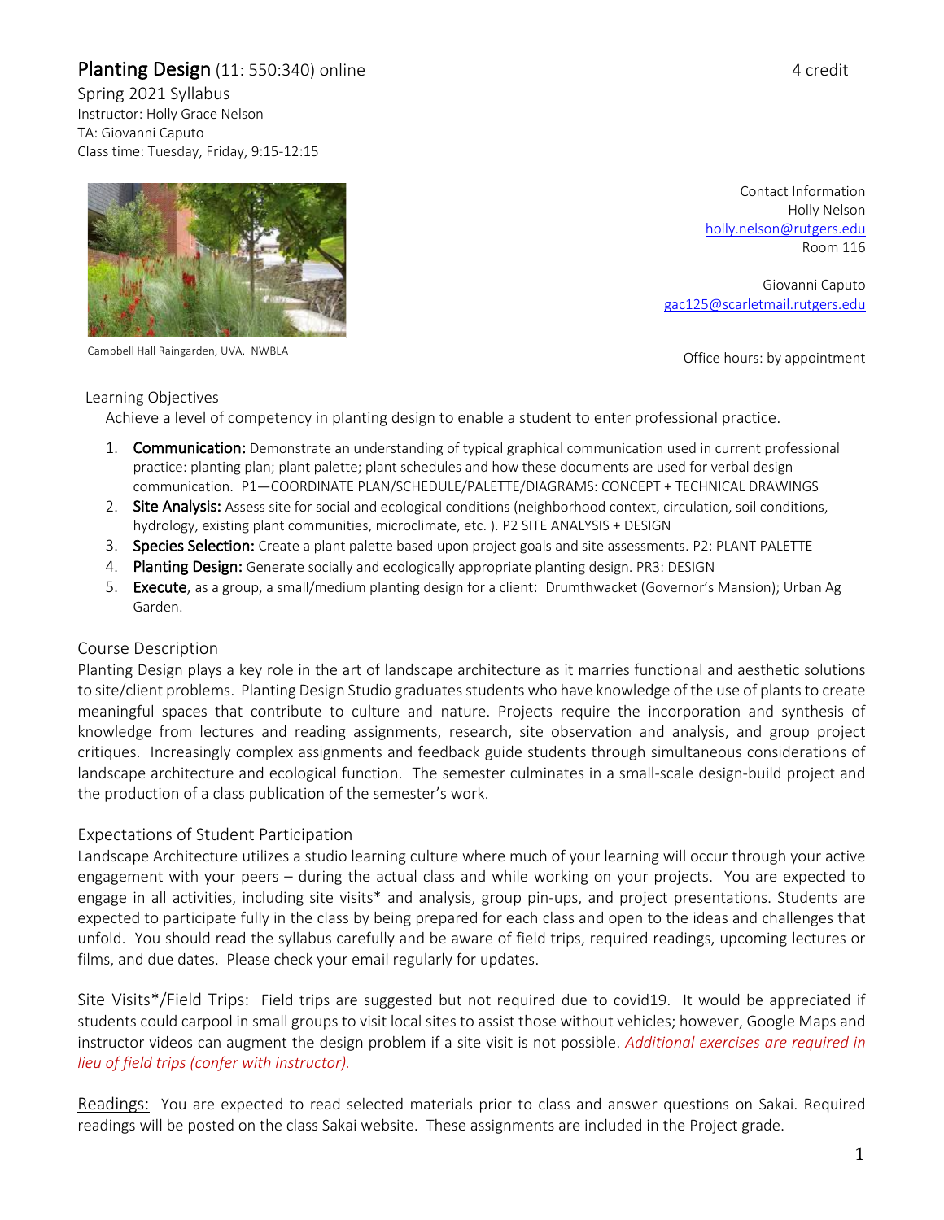# Planting Design (11: 550:340) online

4 credit

Spring 2021 Syllabus
Instructor: Holly Grace Nelson
TA: Giovanni Caputo
Class time: Tuesday, Friday, 9:15-12:15

Campbell Hall Raingarden, UVA, NWBLA

Contact Information
Holly Nelson
holly.nelson@rutgers.edu
Room 116

Giovanni Caputo
gac125@scarletmail.rutgers.edu

Office hours: by appointment

## Learning Objectives

Achieve a level of competency in planting design to enable a student to enter professional practice.

1. **Communication:** Demonstrate an understanding of typical graphical communication used in current professional practice: planting plan; plant palette; plant schedules and how these documents are used for verbal design communication. P1—COORDINATE PLAN/SCHEDULE/PALETTE/DIAGRAMS: CONCEPT + TECHNICAL DRAWINGS
2. **Site Analysis:** Assess site for social and ecological conditions (neighborhood context, circulation, soil conditions, hydrology, existing plant communities, microclimate, etc. ). P2 SITE ANALYSIS + DESIGN
3. **Species Selection:** Create a plant palette based upon project goals and site assessments. P2: PLANT PALETTE
4. **Planting Design:** Generate socially and ecologically appropriate planting design. PR3: DESIGN
5. **Execute**, as a group, a small/medium planting design for a client: Drumthwacket (Governor's Mansion); Urban Ag Garden.

## Course Description

Planting Design plays a key role in the art of landscape architecture as it marries functional and aesthetic solutions to site/client problems. Planting Design Studio graduates students who have knowledge of the use of plants to create meaningful spaces that contribute to culture and nature. Projects require the incorporation and synthesis of knowledge from lectures and reading assignments, research, site observation and analysis, and group project critiques. Increasingly complex assignments and feedback guide students through simultaneous considerations of landscape architecture and ecological function. The semester culminates in a small-scale design-build project and the production of a class publication of the semester's work.

## Expectations of Student Participation

Landscape Architecture utilizes a studio learning culture where much of your learning will occur through your active engagement with your peers – during the actual class and while working on your projects. You are expected to engage in all activities, including site visits* and analysis, group pin-ups, and project presentations. Students are expected to participate fully in the class by being prepared for each class and open to the ideas and challenges that unfold. You should read the syllabus carefully and be aware of field trips, required readings, upcoming lectures or films, and due dates. Please check your email regularly for updates.

Site Visits*/Field Trips: Field trips are suggested but not required due to covid19. It would be appreciated if students could carpool in small groups to visit local sites to assist those without vehicles; however, Google Maps and instructor videos can augment the design problem if a site visit is not possible. *Additional exercises are required in lieu of field trips (confer with instructor).*

Readings: You are expected to read selected materials prior to class and answer questions on Sakai. Required readings will be posted on the class Sakai website. These assignments are included in the Project grade.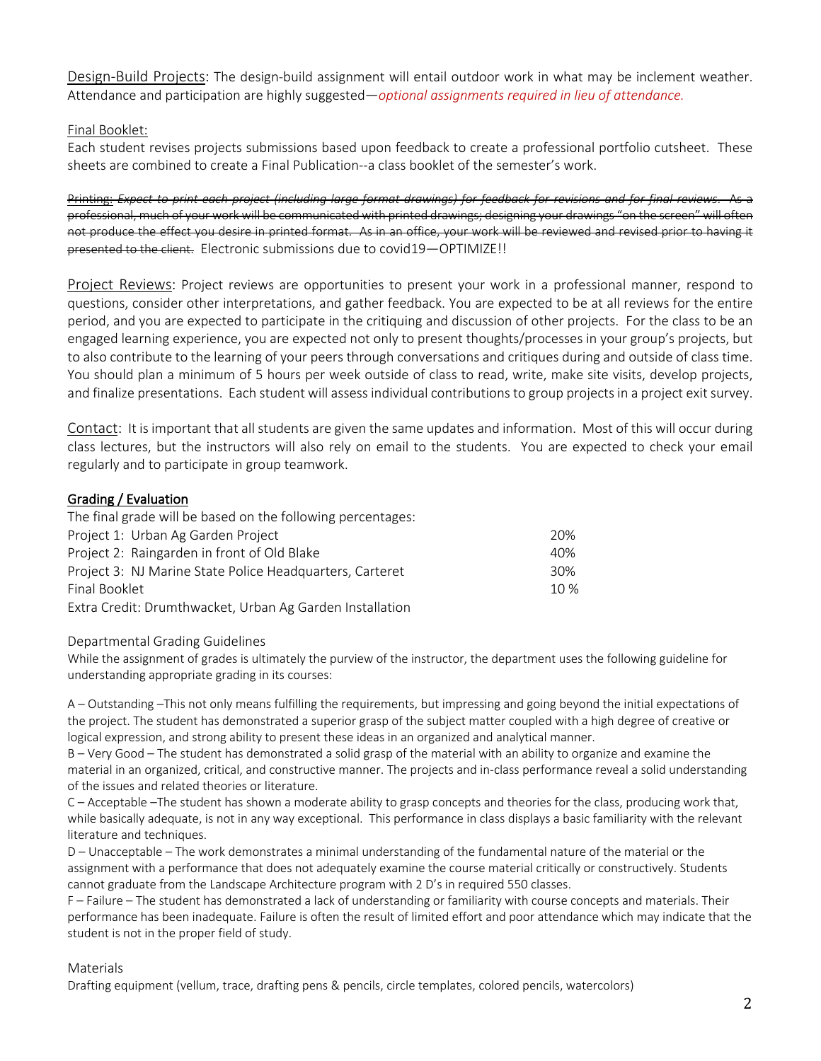Design-Build Projects: The design-build assignment will entail outdoor work in what may be inclement weather. Attendance and participation are highly suggested—*optional assignments required in lieu of attendance.*

Final Booklet:
Each student revises projects submissions based upon feedback to create a professional portfolio cutsheet. These sheets are combined to create a Final Publication--a class booklet of the semester's work.

~~Printing: *Expect to print each project (including large format drawings) for feedback for revisions and for final reviews.* As a professional, much of your work will be communicated with printed drawings; designing your drawings "on the screen" will often not produce the effect you desire in printed format. As in an office, your work will be reviewed and revised prior to having it presented to the client.~~ Electronic submissions due to covid19—OPTIMIZE!!

Project Reviews: Project reviews are opportunities to present your work in a professional manner, respond to questions, consider other interpretations, and gather feedback. You are expected to be at all reviews for the entire period, and you are expected to participate in the critiquing and discussion of other projects. For the class to be an engaged learning experience, you are expected not only to present thoughts/processes in your group's projects, but to also contribute to the learning of your peers through conversations and critiques during and outside of class time. You should plan a minimum of 5 hours per week outside of class to read, write, make site visits, develop projects, and finalize presentations. Each student will assess individual contributions to group projects in a project exit survey.

Contact: It is important that all students are given the same updates and information. Most of this will occur during class lectures, but the instructors will also rely on email to the students. You are expected to check your email regularly and to participate in group teamwork.

**Grading / Evaluation**

The final grade will be based on the following percentages:

| | |
|---|---|
| Project 1: Urban Ag Garden Project | 20% |
| Project 2: Raingarden in front of Old Blake | 40% |
| Project 3: NJ Marine State Police Headquarters, Carteret | 30% |
| Final Booklet | 10 % |
| Extra Credit: Drumthwacket, Urban Ag Garden Installation | |

Departmental Grading Guidelines

While the assignment of grades is ultimately the purview of the instructor, the department uses the following guideline for understanding appropriate grading in its courses:

A – Outstanding –This not only means fulfilling the requirements, but impressing and going beyond the initial expectations of the project. The student has demonstrated a superior grasp of the subject matter coupled with a high degree of creative or logical expression, and strong ability to present these ideas in an organized and analytical manner.

B – Very Good – The student has demonstrated a solid grasp of the material with an ability to organize and examine the material in an organized, critical, and constructive manner. The projects and in-class performance reveal a solid understanding of the issues and related theories or literature.

C – Acceptable –The student has shown a moderate ability to grasp concepts and theories for the class, producing work that, while basically adequate, is not in any way exceptional. This performance in class displays a basic familiarity with the relevant literature and techniques.

D – Unacceptable – The work demonstrates a minimal understanding of the fundamental nature of the material or the assignment with a performance that does not adequately examine the course material critically or constructively. Students cannot graduate from the Landscape Architecture program with 2 D's in required 550 classes.

F – Failure – The student has demonstrated a lack of understanding or familiarity with course concepts and materials. Their performance has been inadequate. Failure is often the result of limited effort and poor attendance which may indicate that the student is not in the proper field of study.

Materials

Drafting equipment (vellum, trace, drafting pens & pencils, circle templates, colored pencils, watercolors)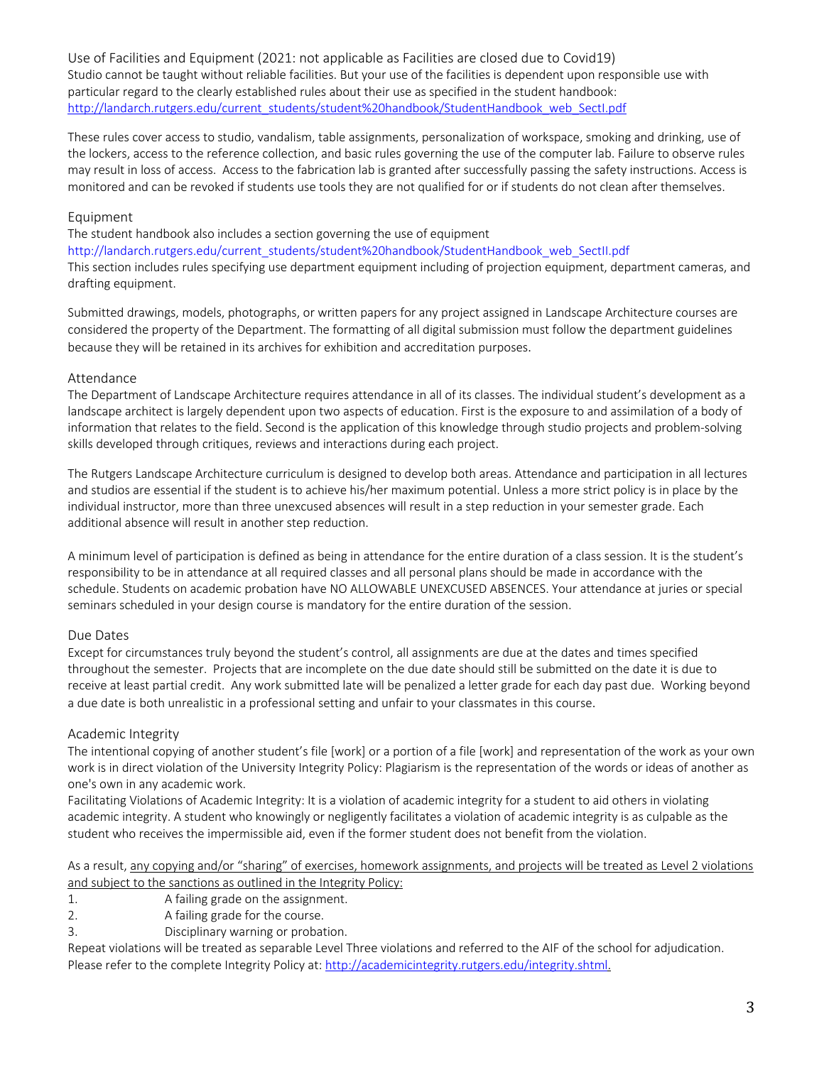## Use of Facilities and Equipment (2021: not applicable as Facilities are closed due to Covid19)

Studio cannot be taught without reliable facilities. But your use of the facilities is dependent upon responsible use with particular regard to the clearly established rules about their use as specified in the student handbook:
[http://landarch.rutgers.edu/current_students/student%20handbook/StudentHandbook_web_SectI.pdf](http://landarch.rutgers.edu/current_students/student%20handbook/StudentHandbook_web_SectI.pdf)

These rules cover access to studio, vandalism, table assignments, personalization of workspace, smoking and drinking, use of the lockers, access to the reference collection, and basic rules governing the use of the computer lab. Failure to observe rules may result in loss of access. Access to the fabrication lab is granted after successfully passing the safety instructions. Access is monitored and can be revoked if students use tools they are not qualified for or if students do not clean after themselves.

## Equipment

The student handbook also includes a section governing the use of equipment
http://landarch.rutgers.edu/current_students/student%20handbook/StudentHandbook_web_SectII.pdf
This section includes rules specifying use department equipment including of projection equipment, department cameras, and drafting equipment.

Submitted drawings, models, photographs, or written papers for any project assigned in Landscape Architecture courses are considered the property of the Department. The formatting of all digital submission must follow the department guidelines because they will be retained in its archives for exhibition and accreditation purposes.

## Attendance

The Department of Landscape Architecture requires attendance in all of its classes. The individual student's development as a landscape architect is largely dependent upon two aspects of education. First is the exposure to and assimilation of a body of information that relates to the field. Second is the application of this knowledge through studio projects and problem-solving skills developed through critiques, reviews and interactions during each project.

The Rutgers Landscape Architecture curriculum is designed to develop both areas. Attendance and participation in all lectures and studios are essential if the student is to achieve his/her maximum potential. Unless a more strict policy is in place by the individual instructor, more than three unexcused absences will result in a step reduction in your semester grade. Each additional absence will result in another step reduction.

A minimum level of participation is defined as being in attendance for the entire duration of a class session. It is the student's responsibility to be in attendance at all required classes and all personal plans should be made in accordance with the schedule. Students on academic probation have NO ALLOWABLE UNEXCUSED ABSENCES. Your attendance at juries or special seminars scheduled in your design course is mandatory for the entire duration of the session.

## Due Dates

Except for circumstances truly beyond the student's control, all assignments are due at the dates and times specified throughout the semester. Projects that are incomplete on the due date should still be submitted on the date it is due to receive at least partial credit. Any work submitted late will be penalized a letter grade for each day past due. Working beyond a due date is both unrealistic in a professional setting and unfair to your classmates in this course.

## Academic Integrity

The intentional copying of another student's file [work] or a portion of a file [work] and representation of the work as your own work is in direct violation of the University Integrity Policy: Plagiarism is the representation of the words or ideas of another as one's own in any academic work.
Facilitating Violations of Academic Integrity: It is a violation of academic integrity for a student to aid others in violating academic integrity. A student who knowingly or negligently facilitates a violation of academic integrity is as culpable as the student who receives the impermissible aid, even if the former student does not benefit from the violation.

As a result, <u>any copying and/or "sharing" of exercises, homework assignments, and projects will be treated as Level 2 violations and subject to the sanctions as outlined in the Integrity Policy:</u>

1. A failing grade on the assignment.
2. A failing grade for the course.
3. Disciplinary warning or probation.

Repeat violations will be treated as separable Level Three violations and referred to the AIF of the school for adjudication. Please refer to the complete Integrity Policy at: [http://academicintegrity.rutgers.edu/integrity.shtml.](http://academicintegrity.rutgers.edu/integrity.shtml)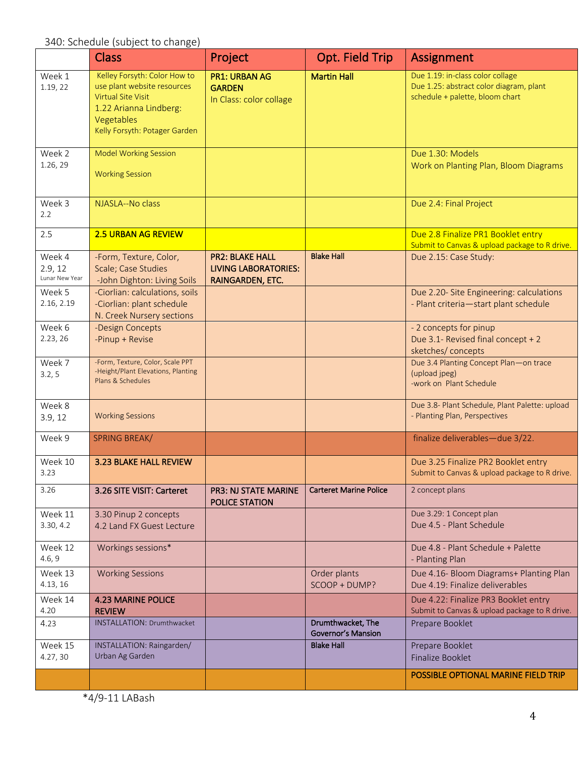340: Schedule (subject to change)

| | Class | Project | Opt. Field Trip | Assignment |
|---|---|---|---|---|
| Week 1 1.19, 22 | Kelley Forsyth: Color How to use plant website resources Virtual Site Visit 1.22 Arianna Lindberg: Vegetables Kelly Forsyth: Potager Garden | **PR1: URBAN AG GARDEN** In Class: color collage | **Martin Hall** | Due 1.19: in-class color collage Due 1.25: abstract color diagram, plant schedule + palette, bloom chart |
| Week 2 1.26, 29 | Model Working Session Working Session | | | Due 1.30: Models Work on Planting Plan, Bloom Diagrams |
| Week 3 2.2 | NJASLA--No class | | | Due 2.4: Final Project |
| 2.5 | **2.5 URBAN AG REVIEW** | | | Due 2.8 Finalize PR1 Booklet entry Submit to Canvas & upload package to R drive. |
| Week 4 2.9, 12 Lunar New Year | -Form, Texture, Color, Scale; Case Studies -John Dighton: Living Soils | **PR2: BLAKE HALL LIVING LABORATORIES: RAINGARDEN, ETC.** | **Blake Hall** | Due 2.15: Case Study: |
| Week 5 2.16, 2.19 | -Ciorlian: calculations, soils -Ciorlian: plant schedule N. Creek Nursery sections | | | Due 2.20- Site Engineering: calculations - Plant criteria—start plant schedule |
| Week 6 2.23, 26 | -Design Concepts -Pinup + Revise | | | - 2 concepts for pinup Due 3.1- Revised final concept + 2 sketches/ concepts |
| Week 7 3.2, 5 | -Form, Texture, Color, Scale PPT -Height/Plant Elevations, Planting Plans & Schedules | | | Due 3.4 Planting Concept Plan—on trace (upload jpeg) -work on Plant Schedule |
| Week 8 3.9, 12 | Working Sessions | | | Due 3.8- Plant Schedule, Plant Palette: upload - Planting Plan, Perspectives |
| Week 9 | SPRING BREAK/ | | | finalize deliverables—due 3/22. |
| Week 10 3.23 | **3.23 BLAKE HALL REVIEW** | | | Due 3.25 Finalize PR2 Booklet entry Submit to Canvas & upload package to R drive. |
| 3.26 | **3.26 SITE VISIT: Carteret** | **PR3: NJ STATE MARINE POLICE STATION** | **Carteret Marine Police** | 2 concept plans |
| Week 11 3.30, 4.2 | 3.30 Pinup 2 concepts 4.2 Land FX Guest Lecture | | | Due 3.29: 1 Concept plan Due 4.5 - Plant Schedule |
| Week 12 4.6, 9 | Workings sessions* | | | Due 4.8 - Plant Schedule + Palette - Planting Plan |
| Week 13 4.13, 16 | Working Sessions | | Order plants SCOOP + DUMP? | Due 4.16- Bloom Diagrams+ Planting Plan Due 4.19: Finalize deliverables |
| Week 14 4.20 | **4.23 MARINE POLICE REVIEW** | | | Due 4.22: Finalize PR3 Booklet entry Submit to Canvas & upload package to R drive. |
| 4.23 | INSTALLATION: Drumthwacket | | **Drumthwacket, The Governor's Mansion** | Prepare Booklet |
| Week 15 4.27, 30 | INSTALLATION: Raingarden/ Urban Ag Garden | | **Blake Hall** | Prepare Booklet Finalize Booklet |
| | | | | **POSSIBLE OPTIONAL MARINE FIELD TRIP** |

*4/9-11 LABash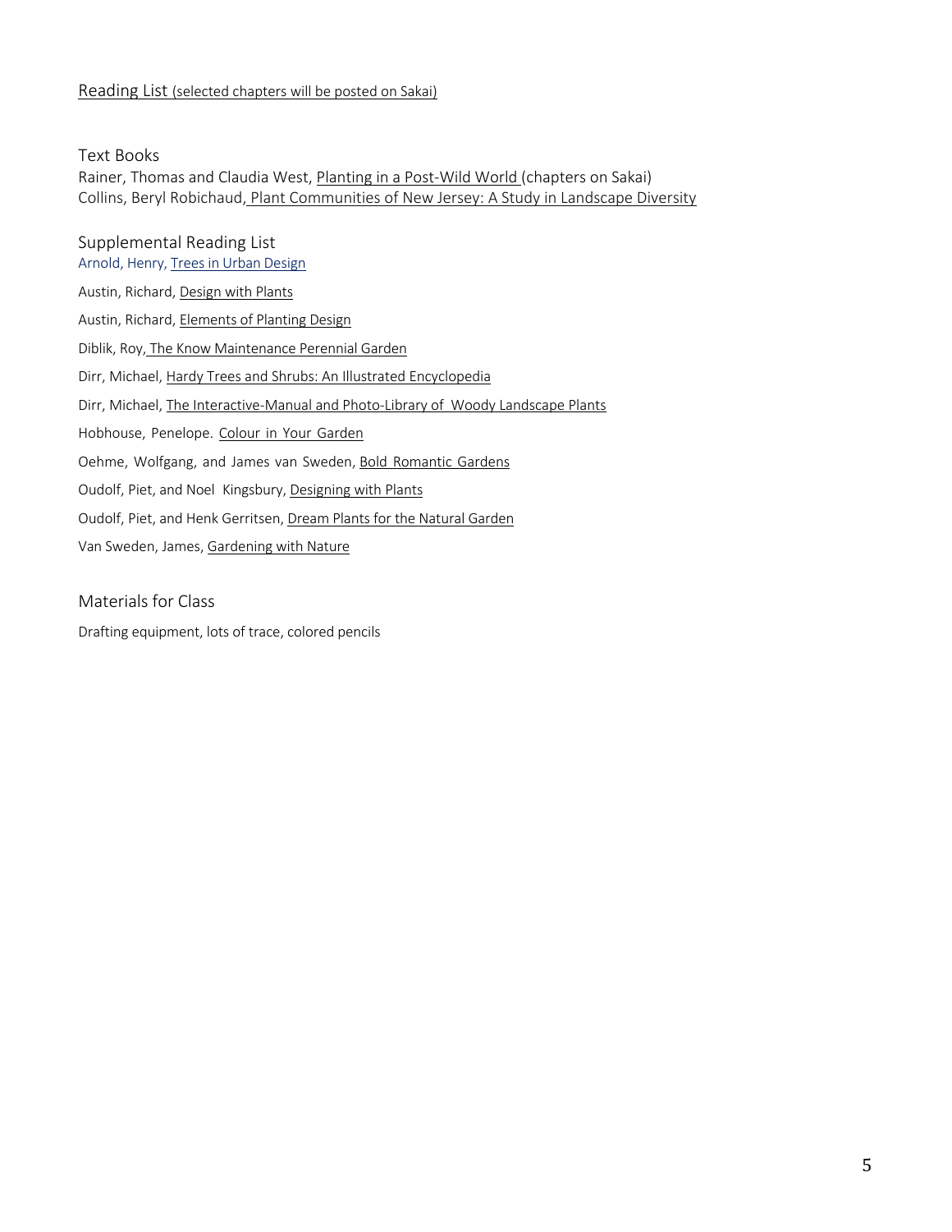## Reading List (selected chapters will be posted on Sakai)

### Text Books

Rainer, Thomas and Claudia West, Planting in a Post-Wild World (chapters on Sakai)
Collins, Beryl Robichaud, Plant Communities of New Jersey: A Study in Landscape Diversity

### Supplemental Reading List

Arnold, Henry, Trees in Urban Design

Austin, Richard, Design with Plants

Austin, Richard, Elements of Planting Design

Diblik, Roy, The Know Maintenance Perennial Garden

Dirr, Michael, Hardy Trees and Shrubs: An Illustrated Encyclopedia

Dirr, Michael, The Interactive-Manual and Photo-Library of Woody Landscape Plants

Hobhouse, Penelope. Colour in Your Garden

Oehme, Wolfgang, and James van Sweden, Bold Romantic Gardens

Oudolf, Piet, and Noel Kingsbury, Designing with Plants

Oudolf, Piet, and Henk Gerritsen, Dream Plants for the Natural Garden

Van Sweden, James, Gardening with Nature

### Materials for Class

Drafting equipment, lots of trace, colored pencils